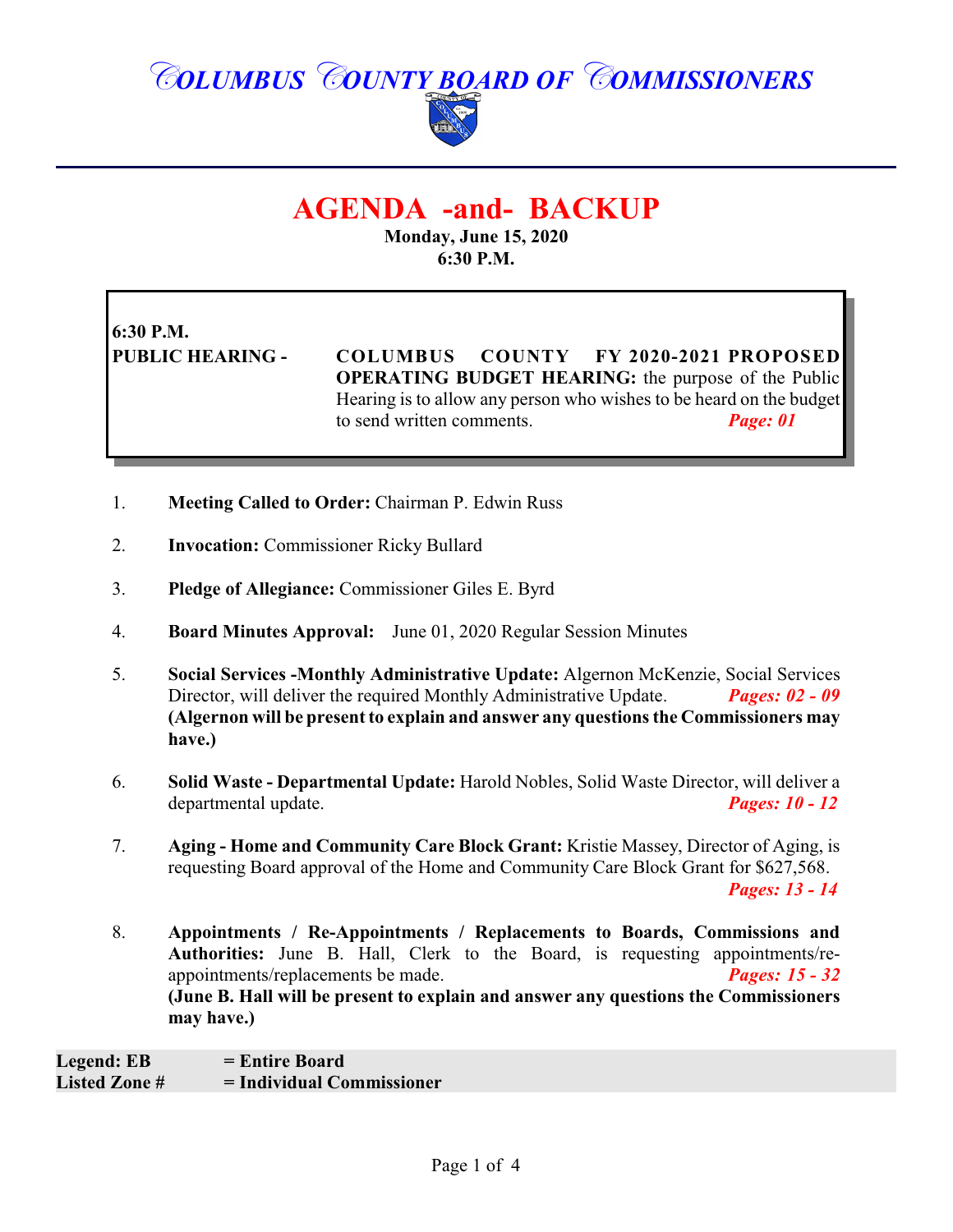# COLUMBUS COUNTY BOARD OF COMMISSIONERS

# AGENDA -and- BACKUP

**Monday, June 15, 2020**
**6:30 P.M.**

**6:30 P.M.**

**PUBLIC HEARING - COLUMBUS COUNTY FY 2020-2021 PROPOSED OPERATING BUDGET HEARING:** the purpose of the Public Hearing is to allow any person who wishes to be heard on the budget to send written comments. ***Page: 01***

1. **Meeting Called to Order:** Chairman P. Edwin Russ

2. **Invocation:** Commissioner Ricky Bullard

3. **Pledge of Allegiance:** Commissioner Giles E. Byrd

4. **Board Minutes Approval:** June 01, 2020 Regular Session Minutes

5. **Social Services -Monthly Administrative Update:** Algernon McKenzie, Social Services Director, will deliver the required Monthly Administrative Update. ***Pages: 02 - 09***
   **(Algernon will be present to explain and answer any questions the Commissioners may have.)**

6. **Solid Waste - Departmental Update:** Harold Nobles, Solid Waste Director, will deliver a departmental update. ***Pages: 10 - 12***

7. **Aging - Home and Community Care Block Grant:** Kristie Massey, Director of Aging, is requesting Board approval of the Home and Community Care Block Grant for $627,568. ***Pages: 13 - 14***

8. **Appointments / Re-Appointments / Replacements to Boards, Commissions and Authorities:** June B. Hall, Clerk to the Board, is requesting appointments/re-appointments/replacements be made. ***Pages: 15 - 32***
   **(June B. Hall will be present to explain and answer any questions the Commissioners may have.)**

**Legend: EB = Entire Board**
**Listed Zone # = Individual Commissioner**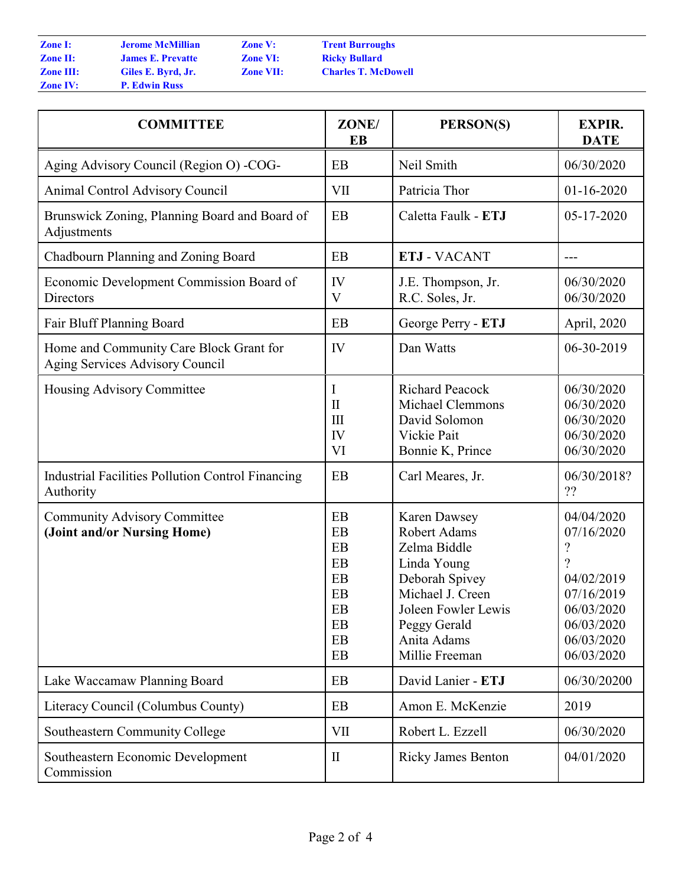| | | | |
|---|---|---|---|
| **Zone I:** | **Jerome McMillian** | **Zone V:** | **Trent Burroughs** |
| **Zone II:** | **James E. Prevatte** | **Zone VI:** | **Ricky Bullard** |
| **Zone III:** | **Giles E. Byrd, Jr.** | **Zone VII:** | **Charles T. McDowell** |
| **Zone IV:** | **P. Edwin Russ** | | |

| COMMITTEE | ZONE/ EB | PERSON(S) | EXPIR. DATE |
|---|---|---|---|
| Aging Advisory Council (Region O) -COG- | EB | Neil Smith | 06/30/2020 |
| Animal Control Advisory Council | VII | Patricia Thor | 01-16-2020 |
| Brunswick Zoning, Planning Board and Board of Adjustments | EB | Caletta Faulk - **ETJ** | 05-17-2020 |
| Chadbourn Planning and Zoning Board | EB | **ETJ** - VACANT | --- |
| Economic Development Commission Board of Directors | IV<br>V | J.E. Thompson, Jr.<br>R.C. Soles, Jr. | 06/30/2020<br>06/30/2020 |
| Fair Bluff Planning Board | EB | George Perry - **ETJ** | April, 2020 |
| Home and Community Care Block Grant for Aging Services Advisory Council | IV | Dan Watts | 06-30-2019 |
| Housing Advisory Committee | I<br>II<br>III<br>IV<br>VI | Richard Peacock<br>Michael Clemmons<br>David Solomon<br>Vickie Pait<br>Bonnie K, Prince | 06/30/2020<br>06/30/2020<br>06/30/2020<br>06/30/2020<br>06/30/2020 |
| Industrial Facilities Pollution Control Financing Authority | EB | Carl Meares, Jr. | 06/30/2018? ?? |
| Community Advisory Committee **(Joint and/or Nursing Home)** | EB<br>EB<br>EB<br>EB<br>EB<br>EB<br>EB<br>EB<br>EB<br>EB | Karen Dawsey<br>Robert Adams<br>Zelma Biddle<br>Linda Young<br>Deborah Spivey<br>Michael J. Creen<br>Joleen Fowler Lewis<br>Peggy Gerald<br>Anita Adams<br>Millie Freeman | 04/04/2020<br>07/16/2020<br>?<br>?<br>04/02/2019<br>07/16/2019<br>06/03/2020<br>06/03/2020<br>06/03/2020<br>06/03/2020 |
| Lake Waccamaw Planning Board | EB | David Lanier - **ETJ** | 06/30/20200 |
| Literacy Council (Columbus County) | EB | Amon E. McKenzie | 2019 |
| Southeastern Community College | VII | Robert L. Ezzell | 06/30/2020 |
| Southeastern Economic Development Commission | II | Ricky James Benton | 04/01/2020 |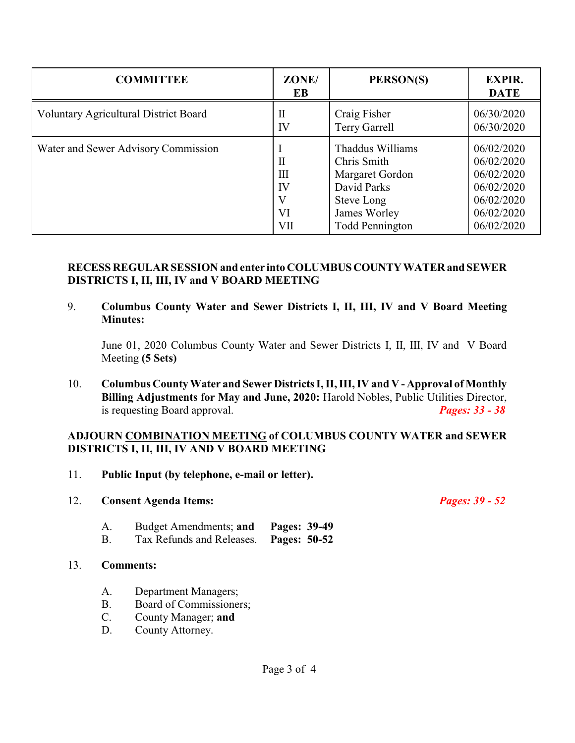| COMMITTEE | ZONE/ EB | PERSON(S) | EXPIR. DATE |
|---|---|---|---|
| Voluntary Agricultural District Board | II<br>IV | Craig Fisher<br>Terry Garrell | 06/30/2020<br>06/30/2020 |
| Water and Sewer Advisory Commission | I<br>II<br>III<br>IV<br>V<br>VI<br>VII | Thaddus Williams<br>Chris Smith<br>Margaret Gordon<br>David Parks<br>Steve Long<br>James Worley<br>Todd Pennington | 06/02/2020<br>06/02/2020<br>06/02/2020<br>06/02/2020<br>06/02/2020<br>06/02/2020<br>06/02/2020 |

**RECESS REGULAR SESSION and enter into COLUMBUS COUNTY WATER and SEWER DISTRICTS I, II, III, IV and V BOARD MEETING**

9. **Columbus County Water and Sewer Districts I, II, III, IV and V Board Meeting Minutes:**

   June 01, 2020 Columbus County Water and Sewer Districts I, II, III, IV and V Board Meeting **(5 Sets)**

10. **Columbus County Water and Sewer Districts I, II, III, IV and V - Approval of Monthly Billing Adjustments for May and June, 2020:** Harold Nobles, Public Utilities Director, is requesting Board approval. ***Pages: 33 - 38***

**ADJOURN COMBINATION MEETING of COLUMBUS COUNTY WATER and SEWER DISTRICTS I, II, III, IV AND V BOARD MEETING**

11. **Public Input (by telephone, e-mail or letter).**

12. **Consent Agenda Items:** ***Pages: 39 - 52***

    A. Budget Amendments; **and** **Pages: 39-49**
    B. Tax Refunds and Releases. **Pages: 50-52**

13. **Comments:**

    A. Department Managers;
    B. Board of Commissioners;
    C. County Manager; **and**
    D. County Attorney.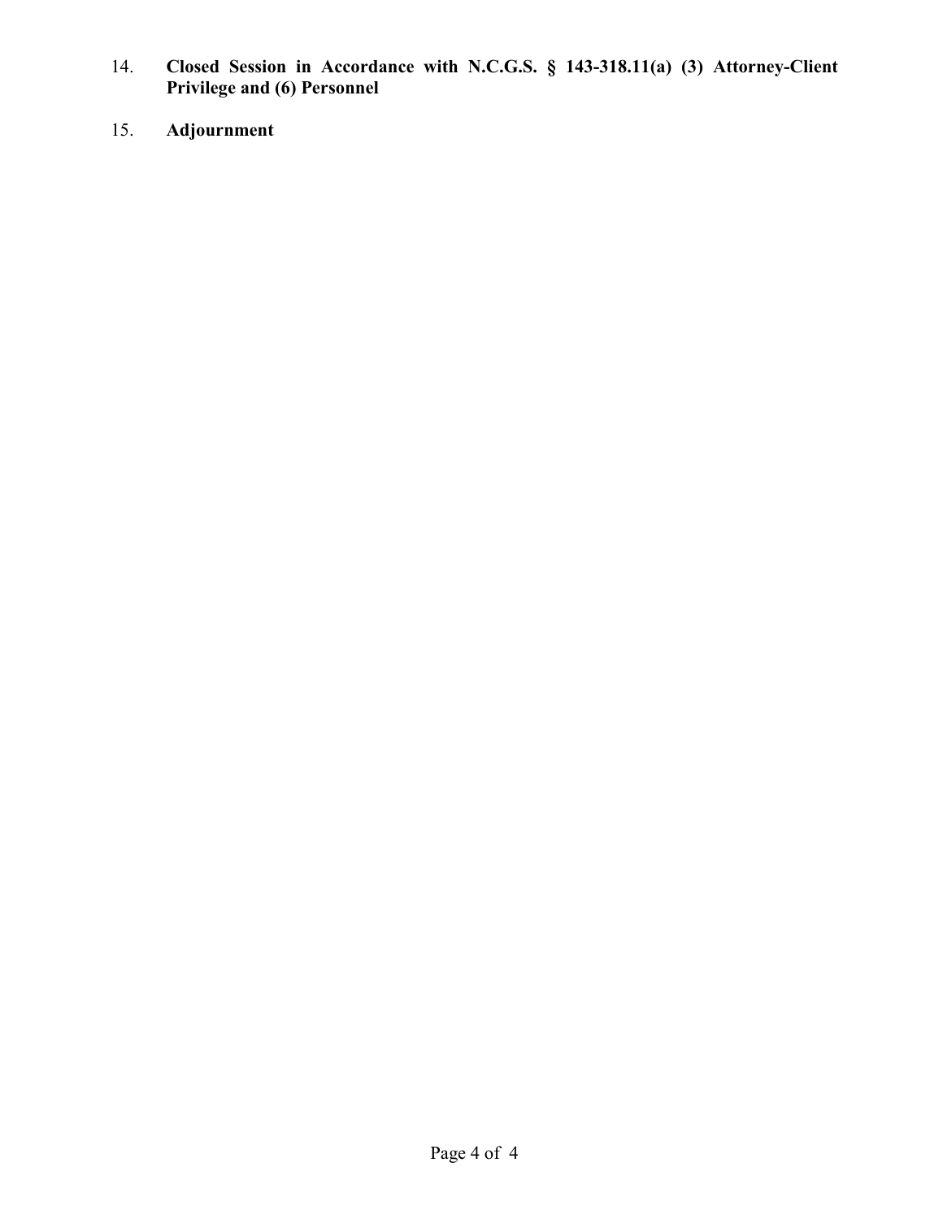14. **Closed Session in Accordance with N.C.G.S. § 143-318.11(a) (3) Attorney-Client Privilege and (6) Personnel**

15. **Adjournment**